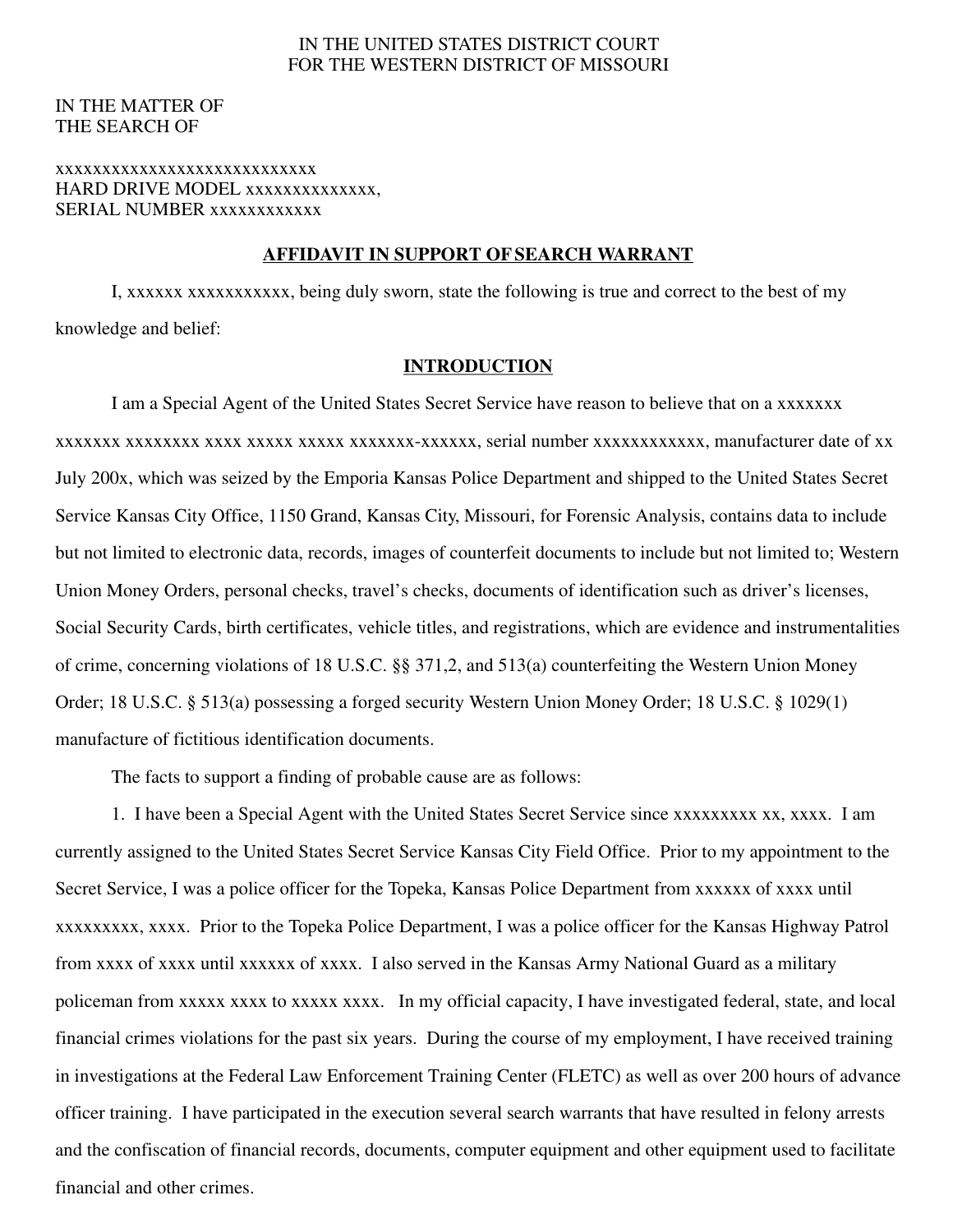IN THE UNITED STATES DISTRICT COURT
FOR THE WESTERN DISTRICT OF MISSOURI

IN THE MATTER OF
THE SEARCH OF

xxxxxxxxxxxxxxxxxxxxxxxxxxxx
HARD DRIVE MODEL xxxxxxxxxxxxxx,
SERIAL NUMBER xxxxxxxxxxxx

## AFFIDAVIT IN SUPPORT OF SEARCH WARRANT

I, xxxxxx xxxxxxxxxxx, being duly sworn, state the following is true and correct to the best of my knowledge and belief:

## INTRODUCTION

I am a Special Agent of the United States Secret Service have reason to believe that on a xxxxxxx xxxxxxx xxxxxxxx xxxx xxxxx xxxxx xxxxxxx-xxxxxx, serial number xxxxxxxxxxxx, manufacturer date of xx July 200x, which was seized by the Emporia Kansas Police Department and shipped to the United States Secret Service Kansas City Office, 1150 Grand, Kansas City, Missouri, for Forensic Analysis, contains data to include but not limited to electronic data, records, images of counterfeit documents to include but not limited to; Western Union Money Orders, personal checks, travel's checks, documents of identification such as driver's licenses, Social Security Cards, birth certificates, vehicle titles, and registrations, which are evidence and instrumentalities of crime, concerning violations of 18 U.S.C. §§ 371,2, and 513(a) counterfeiting the Western Union Money Order; 18 U.S.C. § 513(a) possessing a forged security Western Union Money Order; 18 U.S.C. § 1029(1) manufacture of fictitious identification documents.

The facts to support a finding of probable cause are as follows:

1. I have been a Special Agent with the United States Secret Service since xxxxxxxxx xx, xxxx. I am currently assigned to the United States Secret Service Kansas City Field Office. Prior to my appointment to the Secret Service, I was a police officer for the Topeka, Kansas Police Department from xxxxxx of xxxx until xxxxxxxxx, xxxx. Prior to the Topeka Police Department, I was a police officer for the Kansas Highway Patrol from xxxx of xxxx until xxxxxx of xxxx. I also served in the Kansas Army National Guard as a military policeman from xxxxx xxxx to xxxxx xxxx. In my official capacity, I have investigated federal, state, and local financial crimes violations for the past six years. During the course of my employment, I have received training in investigations at the Federal Law Enforcement Training Center (FLETC) as well as over 200 hours of advance officer training. I have participated in the execution several search warrants that have resulted in felony arrests and the confiscation of financial records, documents, computer equipment and other equipment used to facilitate financial and other crimes.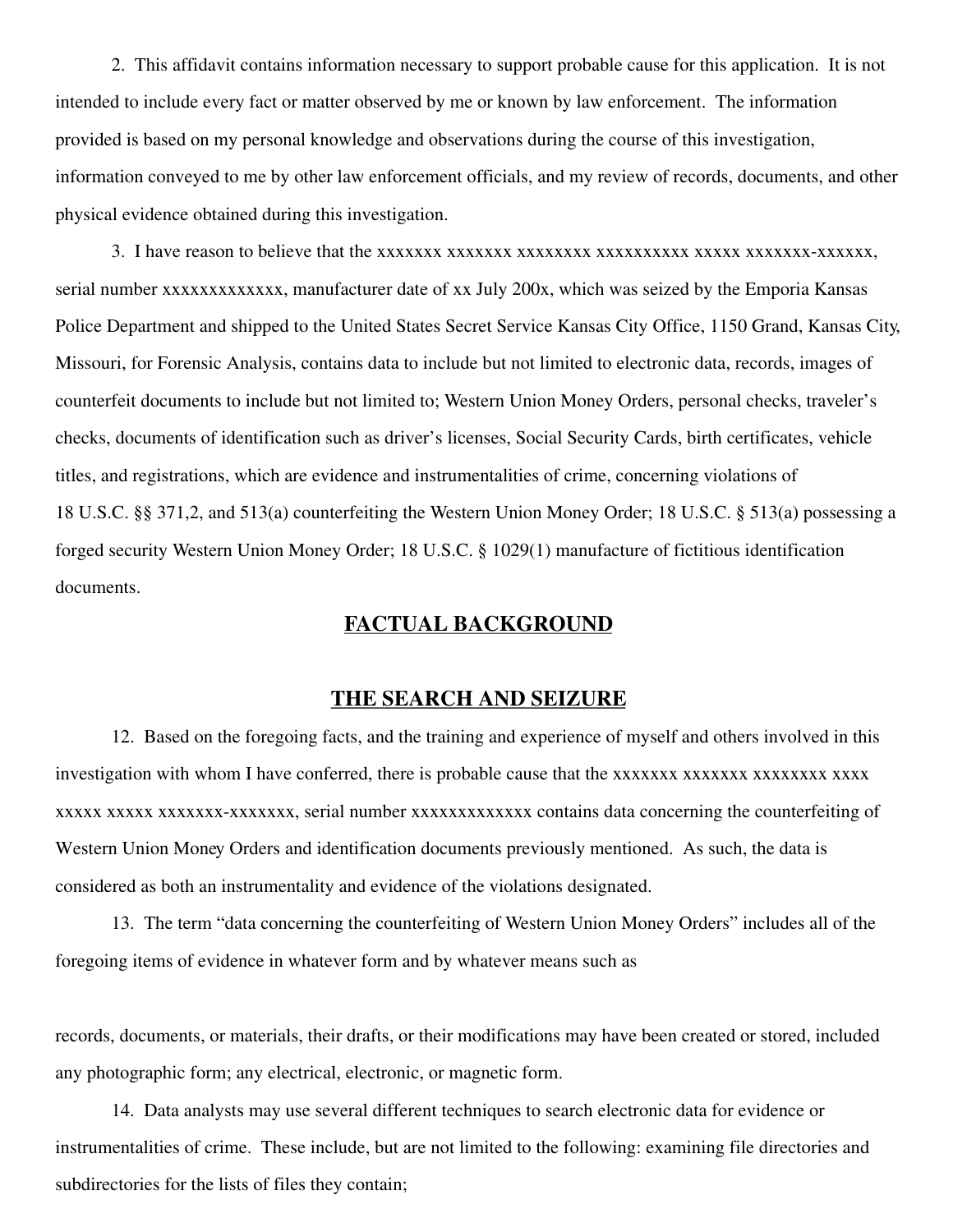2. This affidavit contains information necessary to support probable cause for this application. It is not intended to include every fact or matter observed by me or known by law enforcement. The information provided is based on my personal knowledge and observations during the course of this investigation, information conveyed to me by other law enforcement officials, and my review of records, documents, and other physical evidence obtained during this investigation.

3. I have reason to believe that the xxxxxxx xxxxxxx xxxxxxxx xxxxxxxxxx xxxxx xxxxxxx-xxxxxx, serial number xxxxxxxxxxxxx, manufacturer date of xx July 200x, which was seized by the Emporia Kansas Police Department and shipped to the United States Secret Service Kansas City Office, 1150 Grand, Kansas City, Missouri, for Forensic Analysis, contains data to include but not limited to electronic data, records, images of counterfeit documents to include but not limited to; Western Union Money Orders, personal checks, traveler's checks, documents of identification such as driver's licenses, Social Security Cards, birth certificates, vehicle titles, and registrations, which are evidence and instrumentalities of crime, concerning violations of 18 U.S.C. §§ 371,2, and 513(a) counterfeiting the Western Union Money Order; 18 U.S.C. § 513(a) possessing a forged security Western Union Money Order; 18 U.S.C. § 1029(1) manufacture of fictitious identification documents.

## FACTUAL BACKGROUND

## THE SEARCH AND SEIZURE

12. Based on the foregoing facts, and the training and experience of myself and others involved in this investigation with whom I have conferred, there is probable cause that the xxxxxxx xxxxxxx xxxxxxxx xxxx xxxxx xxxxx xxxxxxx-xxxxxxx, serial number xxxxxxxxxxxxx contains data concerning the counterfeiting of Western Union Money Orders and identification documents previously mentioned. As such, the data is considered as both an instrumentality and evidence of the violations designated.

13. The term "data concerning the counterfeiting of Western Union Money Orders" includes all of the foregoing items of evidence in whatever form and by whatever means such as

records, documents, or materials, their drafts, or their modifications may have been created or stored, included any photographic form; any electrical, electronic, or magnetic form.

14. Data analysts may use several different techniques to search electronic data for evidence or instrumentalities of crime. These include, but are not limited to the following: examining file directories and subdirectories for the lists of files they contain;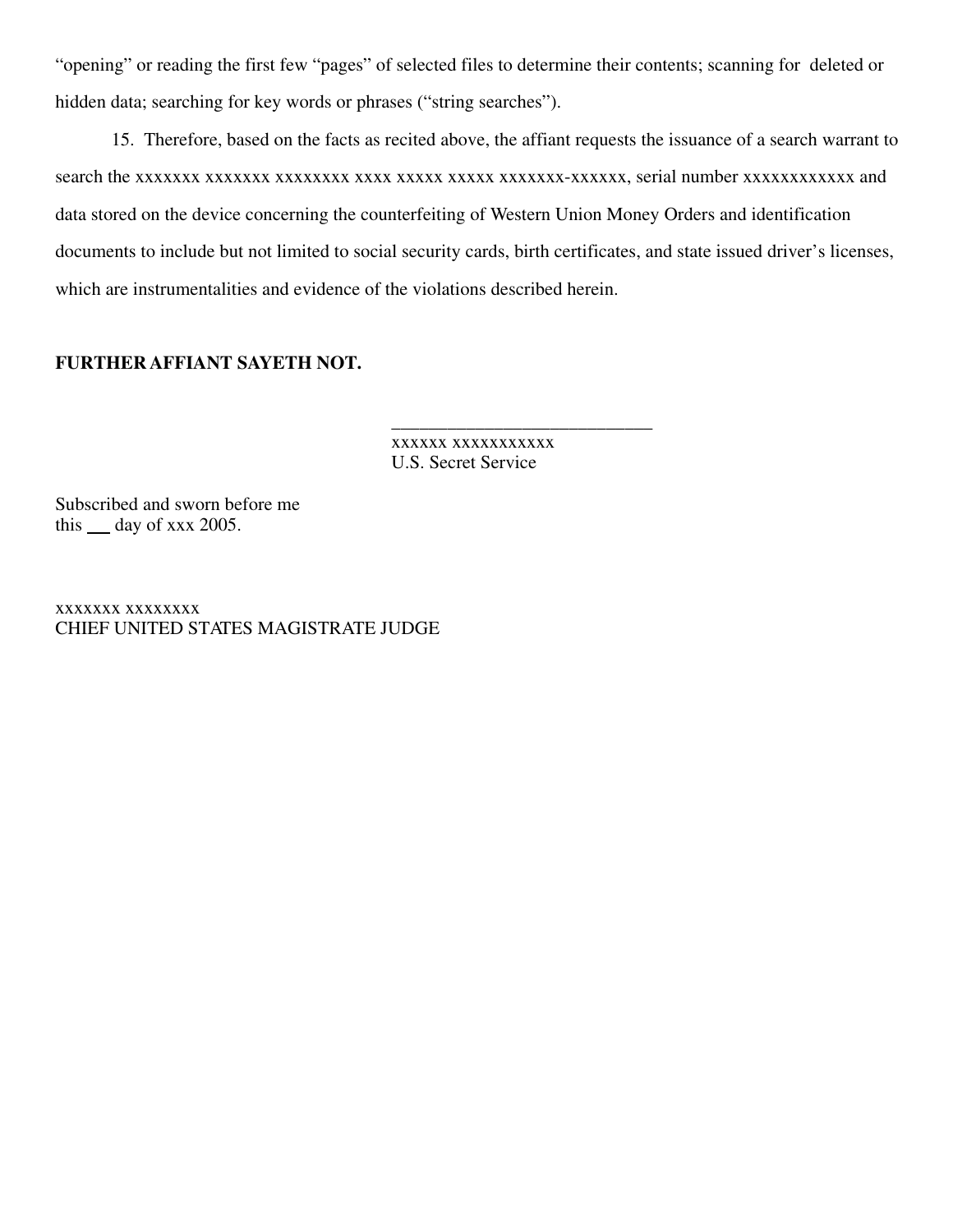"opening" or reading the first few "pages" of selected files to determine their contents; scanning for deleted or hidden data; searching for key words or phrases ("string searches").

15. Therefore, based on the facts as recited above, the affiant requests the issuance of a search warrant to search the xxxxxxx xxxxxxx xxxxxxxx xxxx xxxxx xxxxx xxxxxxx-xxxxxx, serial number xxxxxxxxxxxx and data stored on the device concerning the counterfeiting of Western Union Money Orders and identification documents to include but not limited to social security cards, birth certificates, and state issued driver's licenses, which are instrumentalities and evidence of the violations described herein.

**FURTHER AFFIANT SAYETH NOT.**

\_\_\_\_\_\_\_\_\_\_\_\_\_\_\_\_\_\_\_\_\_\_\_\_\_\_\_\_
xxxxxx xxxxxxxxxxx
U.S. Secret Service

Subscribed and sworn before me
this \_\_\_ day of xxx 2005.

xxxxxxx xxxxxxxx
CHIEF UNITED STATES MAGISTRATE JUDGE